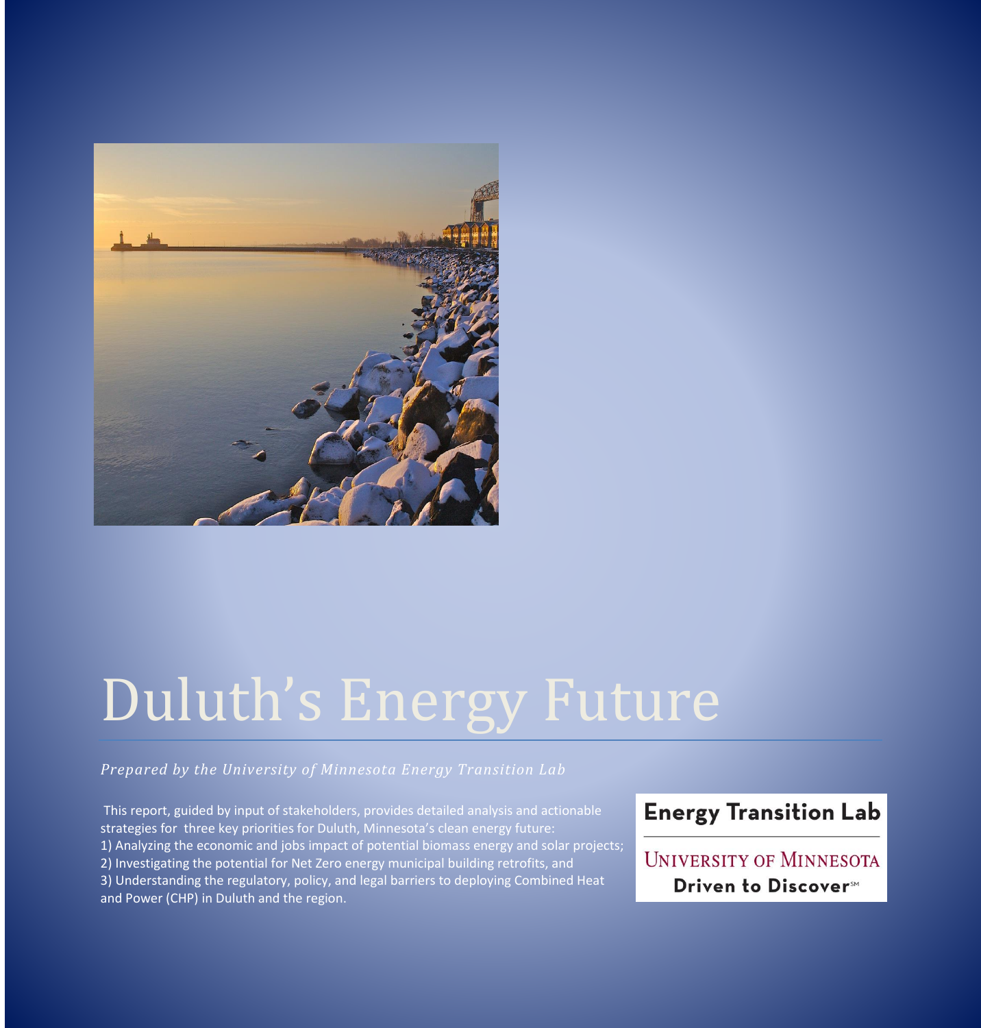# Duluth's Energy Future

*Prepared by the University of Minnesota Energy Transition Lab*

This report, guided by input of stakeholders, provides detailed analysis and actionable strategies for three key priorities for Duluth, Minnesota's clean energy future:

1) Analyzing the economic and jobs impact of potential biomass energy and solar projects;
2) Investigating the potential for Net Zero energy municipal building retrofits, and
3) Understanding the regulatory, policy, and legal barriers to deploying Combined Heat and Power (CHP) in Duluth and the region.

**Energy Transition Lab**

UNIVERSITY OF MINNESOTA

**Driven to Discover**℠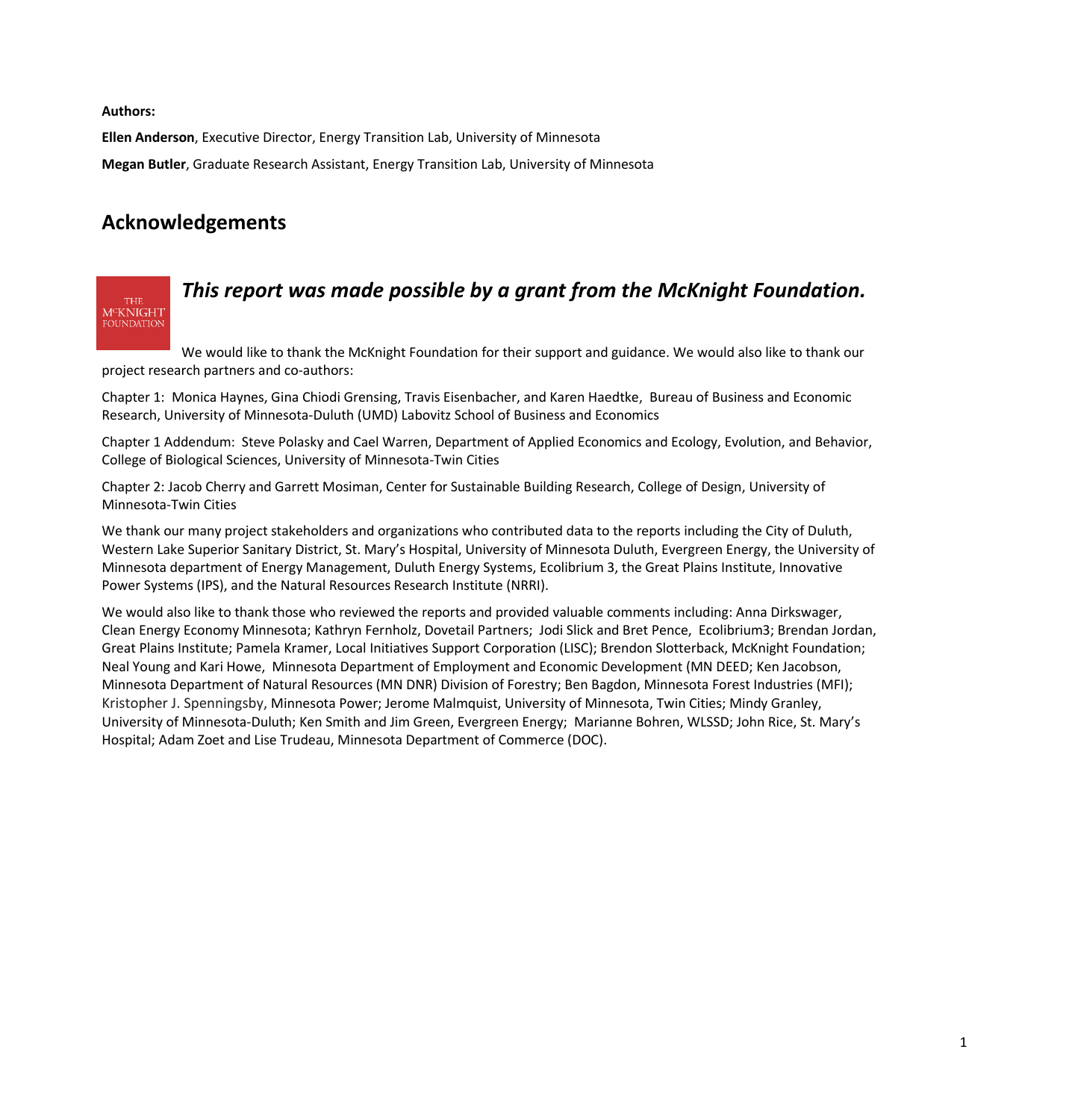**Authors:**

**Ellen Anderson**, Executive Director, Energy Transition Lab, University of Minnesota

**Megan Butler**, Graduate Research Assistant, Energy Transition Lab, University of Minnesota

## Acknowledgements

***This report was made possible by a grant from the McKnight Foundation.***

We would like to thank the McKnight Foundation for their support and guidance. We would also like to thank our project research partners and co-authors:

Chapter 1: Monica Haynes, Gina Chiodi Grensing, Travis Eisenbacher, and Karen Haedtke, Bureau of Business and Economic Research, University of Minnesota-Duluth (UMD) Labovitz School of Business and Economics

Chapter 1 Addendum: Steve Polasky and Cael Warren, Department of Applied Economics and Ecology, Evolution, and Behavior, College of Biological Sciences, University of Minnesota-Twin Cities

Chapter 2: Jacob Cherry and Garrett Mosiman, Center for Sustainable Building Research, College of Design, University of Minnesota-Twin Cities

We thank our many project stakeholders and organizations who contributed data to the reports including the City of Duluth, Western Lake Superior Sanitary District, St. Mary's Hospital, University of Minnesota Duluth, Evergreen Energy, the University of Minnesota department of Energy Management, Duluth Energy Systems, Ecolibrium 3, the Great Plains Institute, Innovative Power Systems (IPS), and the Natural Resources Research Institute (NRRI).

We would also like to thank those who reviewed the reports and provided valuable comments including: Anna Dirkswager, Clean Energy Economy Minnesota; Kathryn Fernholz, Dovetail Partners; Jodi Slick and Bret Pence, Ecolibrium3; Brendan Jordan, Great Plains Institute; Pamela Kramer, Local Initiatives Support Corporation (LISC); Brendon Slotterback, McKnight Foundation; Neal Young and Kari Howe, Minnesota Department of Employment and Economic Development (MN DEED; Ken Jacobson, Minnesota Department of Natural Resources (MN DNR) Division of Forestry; Ben Bagdon, Minnesota Forest Industries (MFI); Kristopher J. Spenningsby, Minnesota Power; Jerome Malmquist, University of Minnesota, Twin Cities; Mindy Granley, University of Minnesota-Duluth; Ken Smith and Jim Green, Evergreen Energy; Marianne Bohren, WLSSD; John Rice, St. Mary's Hospital; Adam Zoet and Lise Trudeau, Minnesota Department of Commerce (DOC).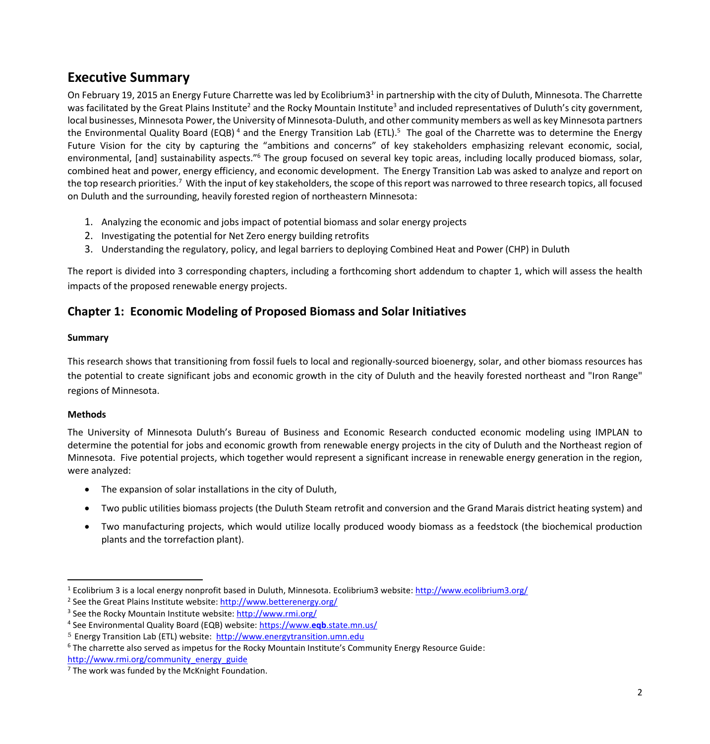## Executive Summary

On February 19, 2015 an Energy Future Charrette was led by Ecolibrium3[1] in partnership with the city of Duluth, Minnesota. The Charrette was facilitated by the Great Plains Institute[2] and the Rocky Mountain Institute[3] and included representatives of Duluth's city government, local businesses, Minnesota Power, the University of Minnesota-Duluth, and other community members as well as key Minnesota partners the Environmental Quality Board (EQB)[4] and the Energy Transition Lab (ETL).[5] The goal of the Charrette was to determine the Energy Future Vision for the city by capturing the "ambitions and concerns" of key stakeholders emphasizing relevant economic, social, environmental, [and] sustainability aspects."[6] The group focused on several key topic areas, including locally produced biomass, solar, combined heat and power, energy efficiency, and economic development. The Energy Transition Lab was asked to analyze and report on the top research priorities.[7] With the input of key stakeholders, the scope of this report was narrowed to three research topics, all focused on Duluth and the surrounding, heavily forested region of northeastern Minnesota:

1. Analyzing the economic and jobs impact of potential biomass and solar energy projects
2. Investigating the potential for Net Zero energy building retrofits
3. Understanding the regulatory, policy, and legal barriers to deploying Combined Heat and Power (CHP) in Duluth

The report is divided into 3 corresponding chapters, including a forthcoming short addendum to chapter 1, which will assess the health impacts of the proposed renewable energy projects.

## Chapter 1: Economic Modeling of Proposed Biomass and Solar Initiatives

**Summary**

This research shows that transitioning from fossil fuels to local and regionally-sourced bioenergy, solar, and other biomass resources has the potential to create significant jobs and economic growth in the city of Duluth and the heavily forested northeast and "Iron Range" regions of Minnesota.

**Methods**

The University of Minnesota Duluth's Bureau of Business and Economic Research conducted economic modeling using IMPLAN to determine the potential for jobs and economic growth from renewable energy projects in the city of Duluth and the Northeast region of Minnesota. Five potential projects, which together would represent a significant increase in renewable energy generation in the region, were analyzed:

- The expansion of solar installations in the city of Duluth,
- Two public utilities biomass projects (the Duluth Steam retrofit and conversion and the Grand Marais district heating system) and
- Two manufacturing projects, which would utilize locally produced woody biomass as a feedstock (the biochemical production plants and the torrefaction plant).

---

[1] Ecolibrium 3 is a local energy nonprofit based in Duluth, Minnesota. Ecolibrium3 website: http://www.ecolibrium3.org/

[2] See the Great Plains Institute website: http://www.betterenergy.org/

[3] See the Rocky Mountain Institute website: http://www.rmi.org/

[4] See Environmental Quality Board (EQB) website: https://www.eqb.state.mn.us/

[5] Energy Transition Lab (ETL) website: http://www.energytransition.umn.edu

[6] The charrette also served as impetus for the Rocky Mountain Institute's Community Energy Resource Guide: http://www.rmi.org/community_energy_guide

[7] The work was funded by the McKnight Foundation.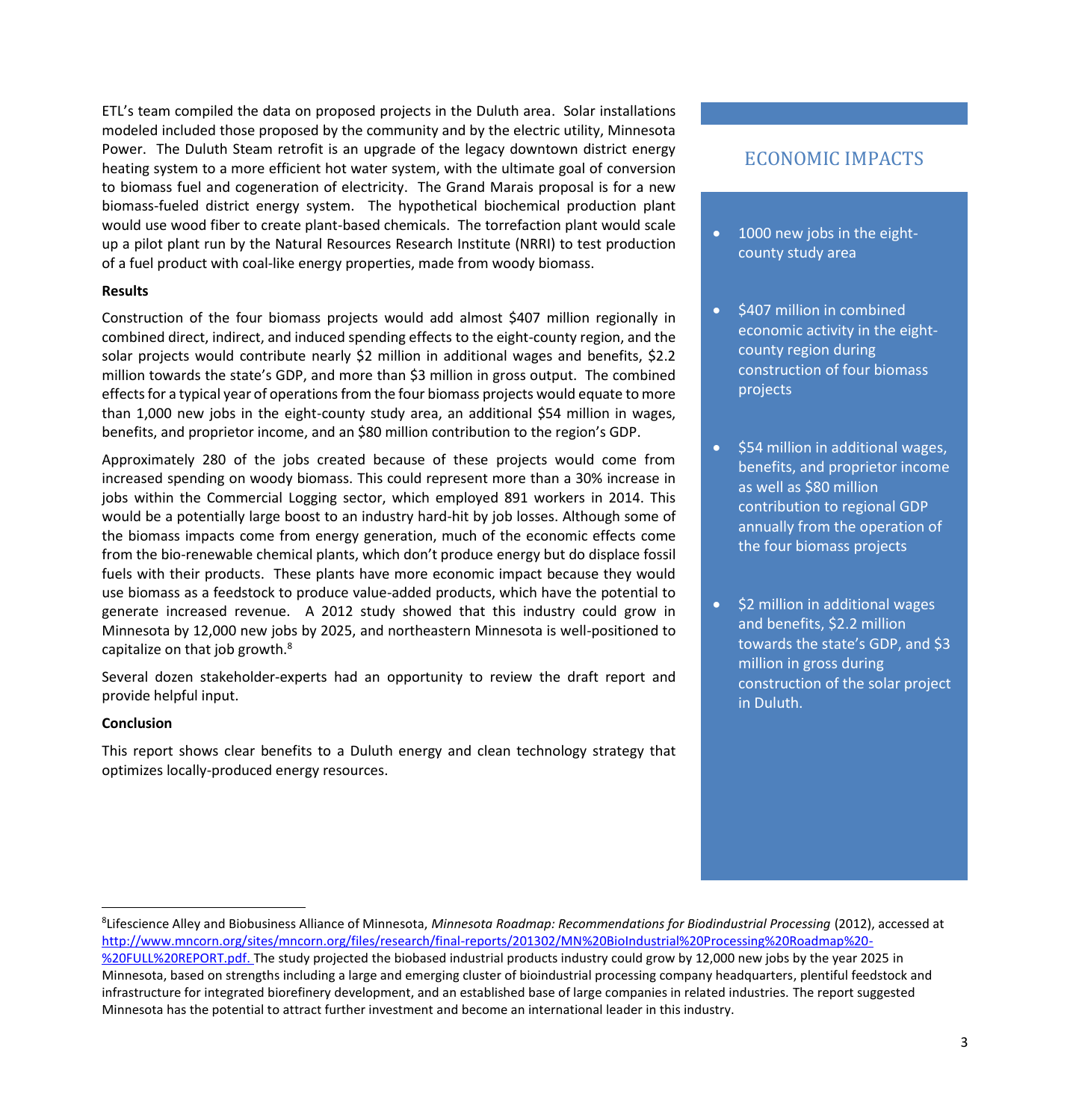ETL's team compiled the data on proposed projects in the Duluth area. Solar installations modeled included those proposed by the community and by the electric utility, Minnesota Power. The Duluth Steam retrofit is an upgrade of the legacy downtown district energy heating system to a more efficient hot water system, with the ultimate goal of conversion to biomass fuel and cogeneration of electricity. The Grand Marais proposal is for a new biomass-fueled district energy system. The hypothetical biochemical production plant would use wood fiber to create plant-based chemicals. The torrefaction plant would scale up a pilot plant run by the Natural Resources Research Institute (NRRI) to test production of a fuel product with coal-like energy properties, made from woody biomass.

**Results**

Construction of the four biomass projects would add almost $407 million regionally in combined direct, indirect, and induced spending effects to the eight-county region, and the solar projects would contribute nearly $2 million in additional wages and benefits, $2.2 million towards the state's GDP, and more than $3 million in gross output. The combined effects for a typical year of operations from the four biomass projects would equate to more than 1,000 new jobs in the eight-county study area, an additional $54 million in wages, benefits, and proprietor income, and an $80 million contribution to the region's GDP.

Approximately 280 of the jobs created because of these projects would come from increased spending on woody biomass. This could represent more than a 30% increase in jobs within the Commercial Logging sector, which employed 891 workers in 2014. This would be a potentially large boost to an industry hard-hit by job losses. Although some of the biomass impacts come from energy generation, much of the economic effects come from the bio-renewable chemical plants, which don't produce energy but do displace fossil fuels with their products. These plants have more economic impact because they would use biomass as a feedstock to produce value-added products, which have the potential to generate increased revenue. A 2012 study showed that this industry could grow in Minnesota by 12,000 new jobs by 2025, and northeastern Minnesota is well-positioned to capitalize on that job growth.[8]

Several dozen stakeholder-experts had an opportunity to review the draft report and provide helpful input.

**Conclusion**

This report shows clear benefits to a Duluth energy and clean technology strategy that optimizes locally-produced energy resources.

## ECONOMIC IMPACTS

- 1000 new jobs in the eight-county study area
- $407 million in combined economic activity in the eight-county region during construction of four biomass projects
- $54 million in additional wages, benefits, and proprietor income as well as $80 million contribution to regional GDP annually from the operation of the four biomass projects
- $2 million in additional wages and benefits, $2.2 million towards the state's GDP, and $3 million in gross during construction of the solar project in Duluth.

---

[8]Lifescience Alley and Biobusiness Alliance of Minnesota, *Minnesota Roadmap: Recommendations for Biodindustrial Processing* (2012), accessed at http://www.mncorn.org/sites/mncorn.org/files/research/final-reports/201302/MN%20BioIndustrial%20Processing%20Roadmap%20-%20FULL%20REPORT.pdf. The study projected the biobased industrial products industry could grow by 12,000 new jobs by the year 2025 in Minnesota, based on strengths including a large and emerging cluster of bioindustrial processing company headquarters, plentiful feedstock and infrastructure for integrated biorefinery development, and an established base of large companies in related industries. The report suggested Minnesota has the potential to attract further investment and become an international leader in this industry.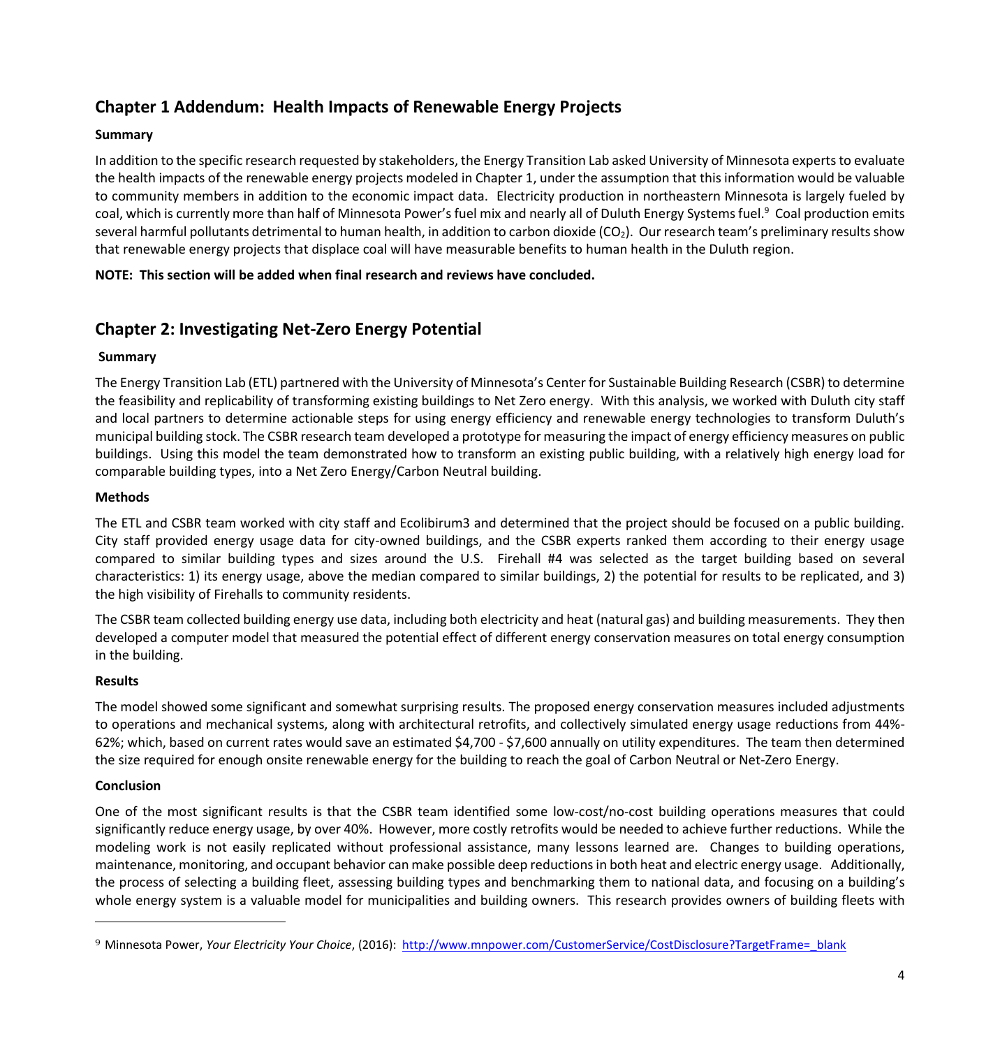## Chapter 1 Addendum: Health Impacts of Renewable Energy Projects

**Summary**

In addition to the specific research requested by stakeholders, the Energy Transition Lab asked University of Minnesota experts to evaluate the health impacts of the renewable energy projects modeled in Chapter 1, under the assumption that this information would be valuable to community members in addition to the economic impact data. Electricity production in northeastern Minnesota is largely fueled by coal, which is currently more than half of Minnesota Power's fuel mix and nearly all of Duluth Energy Systems fuel.[9] Coal production emits several harmful pollutants detrimental to human health, in addition to carbon dioxide ($CO_2$). Our research team's preliminary results show that renewable energy projects that displace coal will have measurable benefits to human health in the Duluth region.

**NOTE: This section will be added when final research and reviews have concluded.**

## Chapter 2: Investigating Net-Zero Energy Potential

**Summary**

The Energy Transition Lab (ETL) partnered with the University of Minnesota's Center for Sustainable Building Research (CSBR) to determine the feasibility and replicability of transforming existing buildings to Net Zero energy. With this analysis, we worked with Duluth city staff and local partners to determine actionable steps for using energy efficiency and renewable energy technologies to transform Duluth's municipal building stock. The CSBR research team developed a prototype for measuring the impact of energy efficiency measures on public buildings. Using this model the team demonstrated how to transform an existing public building, with a relatively high energy load for comparable building types, into a Net Zero Energy/Carbon Neutral building.

**Methods**

The ETL and CSBR team worked with city staff and Ecolibirum3 and determined that the project should be focused on a public building. City staff provided energy usage data for city-owned buildings, and the CSBR experts ranked them according to their energy usage compared to similar building types and sizes around the U.S. Firehall #4 was selected as the target building based on several characteristics: 1) its energy usage, above the median compared to similar buildings, 2) the potential for results to be replicated, and 3) the high visibility of Firehalls to community residents.

The CSBR team collected building energy use data, including both electricity and heat (natural gas) and building measurements. They then developed a computer model that measured the potential effect of different energy conservation measures on total energy consumption in the building.

**Results**

The model showed some significant and somewhat surprising results. The proposed energy conservation measures included adjustments to operations and mechanical systems, along with architectural retrofits, and collectively simulated energy usage reductions from 44%-62%; which, based on current rates would save an estimated \$4,700 - \$7,600 annually on utility expenditures. The team then determined the size required for enough onsite renewable energy for the building to reach the goal of Carbon Neutral or Net-Zero Energy.

**Conclusion**

One of the most significant results is that the CSBR team identified some low-cost/no-cost building operations measures that could significantly reduce energy usage, by over 40%. However, more costly retrofits would be needed to achieve further reductions. While the modeling work is not easily replicated without professional assistance, many lessons learned are. Changes to building operations, maintenance, monitoring, and occupant behavior can make possible deep reductions in both heat and electric energy usage. Additionally, the process of selecting a building fleet, assessing building types and benchmarking them to national data, and focusing on a building's whole energy system is a valuable model for municipalities and building owners. This research provides owners of building fleets with

---

[9] Minnesota Power, *Your Electricity Your Choice*, (2016): http://www.mnpower.com/CustomerService/CostDisclosure?TargetFrame=_blank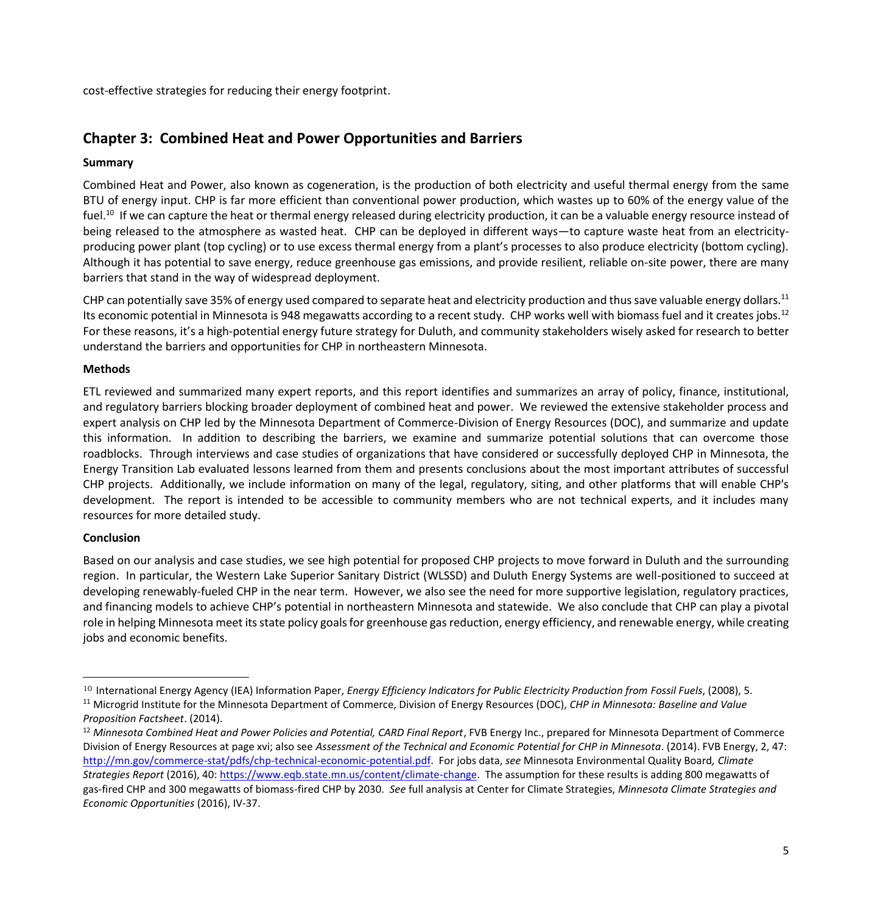cost-effective strategies for reducing their energy footprint.

## Chapter 3: Combined Heat and Power Opportunities and Barriers

**Summary**

Combined Heat and Power, also known as cogeneration, is the production of both electricity and useful thermal energy from the same BTU of energy input. CHP is far more efficient than conventional power production, which wastes up to 60% of the energy value of the fuel.[10] If we can capture the heat or thermal energy released during electricity production, it can be a valuable energy resource instead of being released to the atmosphere as wasted heat. CHP can be deployed in different ways—to capture waste heat from an electricity-producing power plant (top cycling) or to use excess thermal energy from a plant's processes to also produce electricity (bottom cycling). Although it has potential to save energy, reduce greenhouse gas emissions, and provide resilient, reliable on-site power, there are many barriers that stand in the way of widespread deployment.

CHP can potentially save 35% of energy used compared to separate heat and electricity production and thus save valuable energy dollars.[11] Its economic potential in Minnesota is 948 megawatts according to a recent study. CHP works well with biomass fuel and it creates jobs.[12] For these reasons, it's a high-potential energy future strategy for Duluth, and community stakeholders wisely asked for research to better understand the barriers and opportunities for CHP in northeastern Minnesota.

**Methods**

ETL reviewed and summarized many expert reports, and this report identifies and summarizes an array of policy, finance, institutional, and regulatory barriers blocking broader deployment of combined heat and power. We reviewed the extensive stakeholder process and expert analysis on CHP led by the Minnesota Department of Commerce-Division of Energy Resources (DOC), and summarize and update this information. In addition to describing the barriers, we examine and summarize potential solutions that can overcome those roadblocks. Through interviews and case studies of organizations that have considered or successfully deployed CHP in Minnesota, the Energy Transition Lab evaluated lessons learned from them and presents conclusions about the most important attributes of successful CHP projects. Additionally, we include information on many of the legal, regulatory, siting, and other platforms that will enable CHP's development. The report is intended to be accessible to community members who are not technical experts, and it includes many resources for more detailed study.

**Conclusion**

Based on our analysis and case studies, we see high potential for proposed CHP projects to move forward in Duluth and the surrounding region. In particular, the Western Lake Superior Sanitary District (WLSSD) and Duluth Energy Systems are well-positioned to succeed at developing renewably-fueled CHP in the near term. However, we also see the need for more supportive legislation, regulatory practices, and financing models to achieve CHP's potential in northeastern Minnesota and statewide. We also conclude that CHP can play a pivotal role in helping Minnesota meet its state policy goals for greenhouse gas reduction, energy efficiency, and renewable energy, while creating jobs and economic benefits.

---

[10] International Energy Agency (IEA) Information Paper, *Energy Efficiency Indicators for Public Electricity Production from Fossil Fuels*, (2008), 5.

[11] Microgrid Institute for the Minnesota Department of Commerce, Division of Energy Resources (DOC), *CHP in Minnesota: Baseline and Value Proposition Factsheet*. (2014).

[12] *Minnesota Combined Heat and Power Policies and Potential, CARD Final Report*, FVB Energy Inc., prepared for Minnesota Department of Commerce Division of Energy Resources at page xvi; also see *Assessment of the Technical and Economic Potential for CHP in Minnesota*. (2014). FVB Energy, 2, 47: http://mn.gov/commerce-stat/pdfs/chp-technical-economic-potential.pdf. For jobs data, *see* Minnesota Environmental Quality Board*, Climate Strategies Report* (2016), 40: https://www.eqb.state.mn.us/content/climate-change. The assumption for these results is adding 800 megawatts of gas-fired CHP and 300 megawatts of biomass-fired CHP by 2030. *See* full analysis at Center for Climate Strategies, *Minnesota Climate Strategies and Economic Opportunities* (2016), IV-37.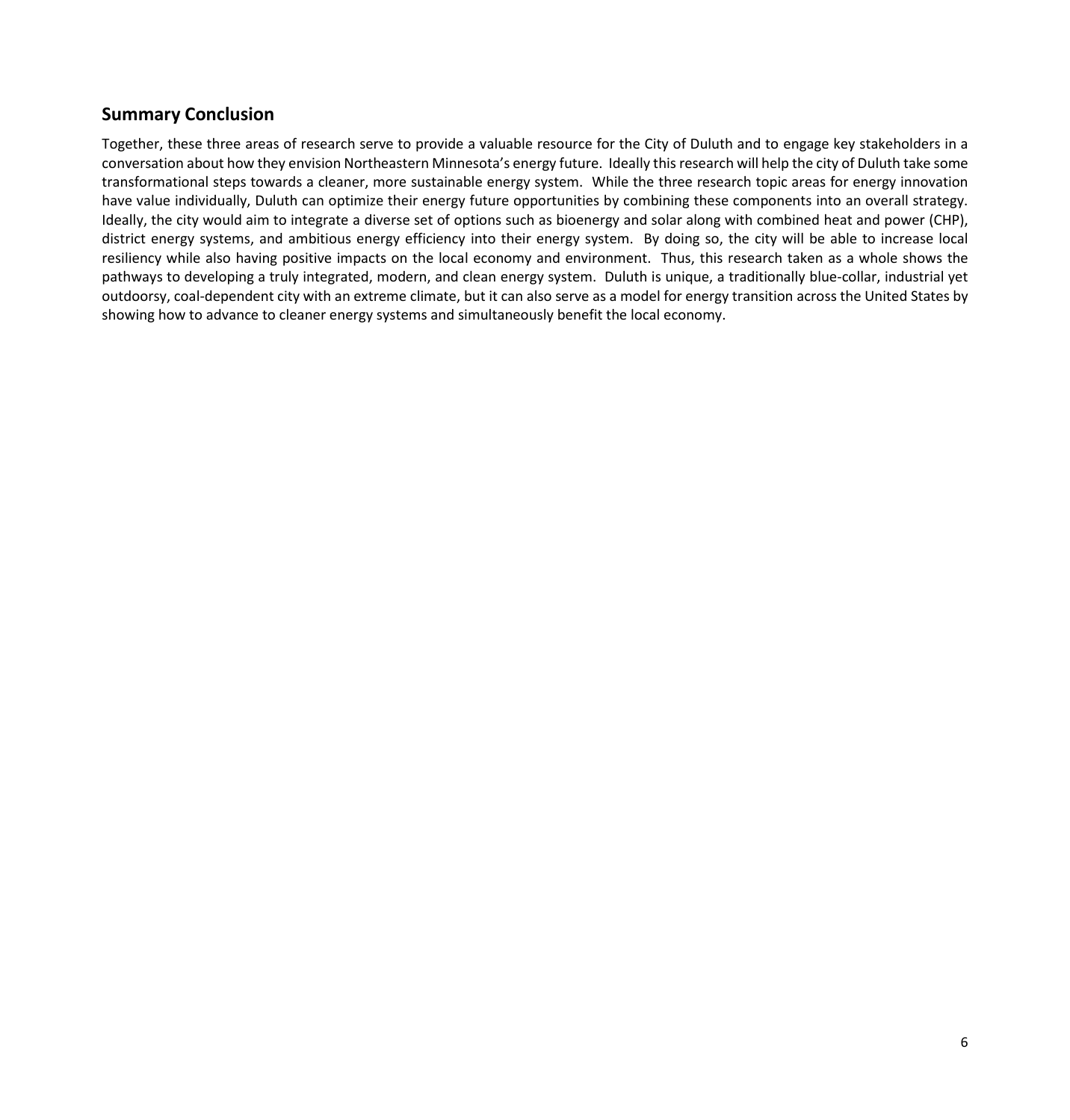## Summary Conclusion

Together, these three areas of research serve to provide a valuable resource for the City of Duluth and to engage key stakeholders in a conversation about how they envision Northeastern Minnesota's energy future. Ideally this research will help the city of Duluth take some transformational steps towards a cleaner, more sustainable energy system. While the three research topic areas for energy innovation have value individually, Duluth can optimize their energy future opportunities by combining these components into an overall strategy. Ideally, the city would aim to integrate a diverse set of options such as bioenergy and solar along with combined heat and power (CHP), district energy systems, and ambitious energy efficiency into their energy system. By doing so, the city will be able to increase local resiliency while also having positive impacts on the local economy and environment. Thus, this research taken as a whole shows the pathways to developing a truly integrated, modern, and clean energy system. Duluth is unique, a traditionally blue-collar, industrial yet outdoorsy, coal-dependent city with an extreme climate, but it can also serve as a model for energy transition across the United States by showing how to advance to cleaner energy systems and simultaneously benefit the local economy.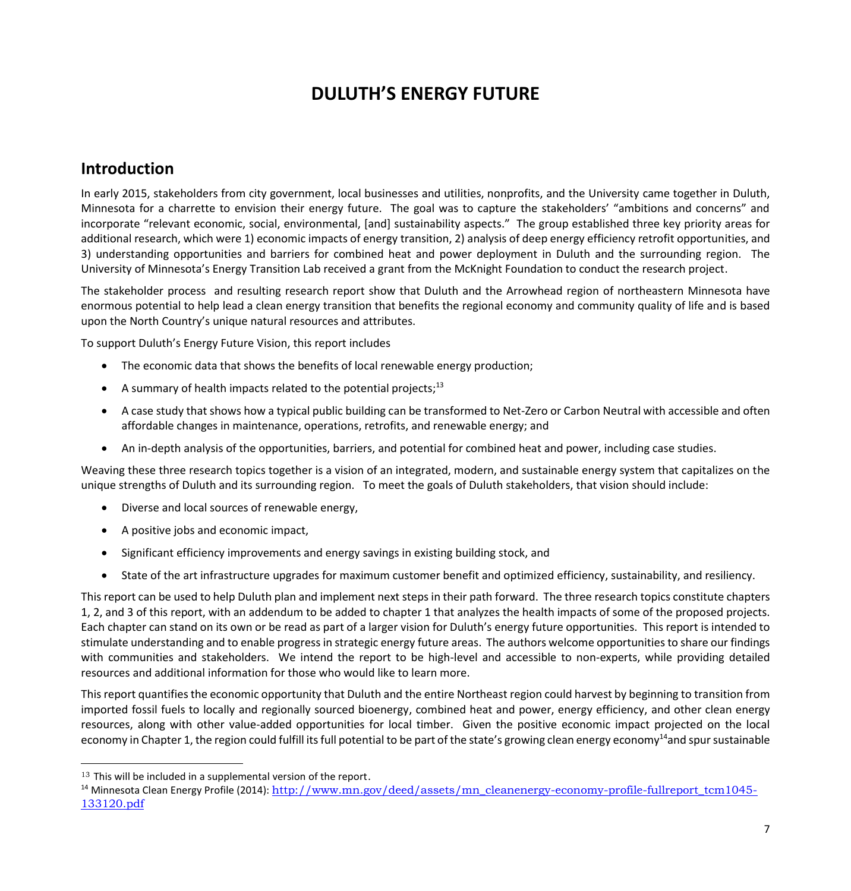# DULUTH'S ENERGY FUTURE

## Introduction

In early 2015, stakeholders from city government, local businesses and utilities, nonprofits, and the University came together in Duluth, Minnesota for a charrette to envision their energy future. The goal was to capture the stakeholders' "ambitions and concerns" and incorporate "relevant economic, social, environmental, [and] sustainability aspects." The group established three key priority areas for additional research, which were 1) economic impacts of energy transition, 2) analysis of deep energy efficiency retrofit opportunities, and 3) understanding opportunities and barriers for combined heat and power deployment in Duluth and the surrounding region. The University of Minnesota's Energy Transition Lab received a grant from the McKnight Foundation to conduct the research project.

The stakeholder process and resulting research report show that Duluth and the Arrowhead region of northeastern Minnesota have enormous potential to help lead a clean energy transition that benefits the regional economy and community quality of life and is based upon the North Country's unique natural resources and attributes.

To support Duluth's Energy Future Vision, this report includes

- The economic data that shows the benefits of local renewable energy production;
- A summary of health impacts related to the potential projects;[13]
- A case study that shows how a typical public building can be transformed to Net-Zero or Carbon Neutral with accessible and often affordable changes in maintenance, operations, retrofits, and renewable energy; and
- An in-depth analysis of the opportunities, barriers, and potential for combined heat and power, including case studies.

Weaving these three research topics together is a vision of an integrated, modern, and sustainable energy system that capitalizes on the unique strengths of Duluth and its surrounding region. To meet the goals of Duluth stakeholders, that vision should include:

- Diverse and local sources of renewable energy,
- A positive jobs and economic impact,
- Significant efficiency improvements and energy savings in existing building stock, and
- State of the art infrastructure upgrades for maximum customer benefit and optimized efficiency, sustainability, and resiliency.

This report can be used to help Duluth plan and implement next steps in their path forward. The three research topics constitute chapters 1, 2, and 3 of this report, with an addendum to be added to chapter 1 that analyzes the health impacts of some of the proposed projects. Each chapter can stand on its own or be read as part of a larger vision for Duluth's energy future opportunities. This report is intended to stimulate understanding and to enable progress in strategic energy future areas. The authors welcome opportunities to share our findings with communities and stakeholders. We intend the report to be high-level and accessible to non-experts, while providing detailed resources and additional information for those who would like to learn more.

This report quantifies the economic opportunity that Duluth and the entire Northeast region could harvest by beginning to transition from imported fossil fuels to locally and regionally sourced bioenergy, combined heat and power, energy efficiency, and other clean energy resources, along with other value-added opportunities for local timber. Given the positive economic impact projected on the local economy in Chapter 1, the region could fulfill its full potential to be part of the state's growing clean energy economy[14] and spur sustainable

[13] This will be included in a supplemental version of the report.

[14] Minnesota Clean Energy Profile (2014): http://www.mn.gov/deed/assets/mn_cleanenergy-economy-profile-fullreport_tcm1045-133120.pdf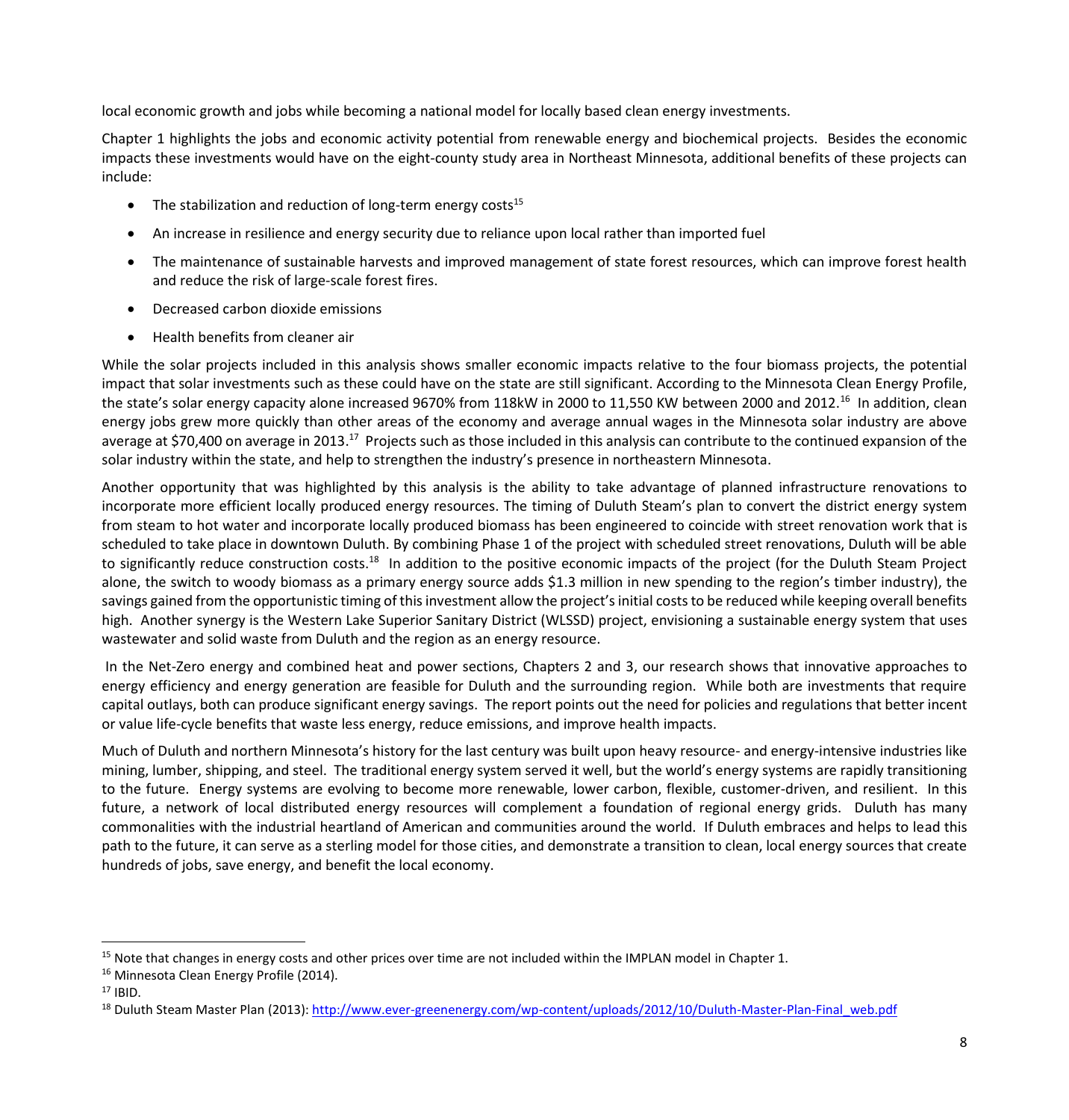local economic growth and jobs while becoming a national model for locally based clean energy investments.

Chapter 1 highlights the jobs and economic activity potential from renewable energy and biochemical projects. Besides the economic impacts these investments would have on the eight-county study area in Northeast Minnesota, additional benefits of these projects can include:

- The stabilization and reduction of long-term energy costs[15]
- An increase in resilience and energy security due to reliance upon local rather than imported fuel
- The maintenance of sustainable harvests and improved management of state forest resources, which can improve forest health and reduce the risk of large-scale forest fires.
- Decreased carbon dioxide emissions
- Health benefits from cleaner air

While the solar projects included in this analysis shows smaller economic impacts relative to the four biomass projects, the potential impact that solar investments such as these could have on the state are still significant. According to the Minnesota Clean Energy Profile, the state's solar energy capacity alone increased 9670% from 118kW in 2000 to 11,550 KW between 2000 and 2012.[16] In addition, clean energy jobs grew more quickly than other areas of the economy and average annual wages in the Minnesota solar industry are above average at $70,400 on average in 2013.[17] Projects such as those included in this analysis can contribute to the continued expansion of the solar industry within the state, and help to strengthen the industry's presence in northeastern Minnesota.

Another opportunity that was highlighted by this analysis is the ability to take advantage of planned infrastructure renovations to incorporate more efficient locally produced energy resources. The timing of Duluth Steam's plan to convert the district energy system from steam to hot water and incorporate locally produced biomass has been engineered to coincide with street renovation work that is scheduled to take place in downtown Duluth. By combining Phase 1 of the project with scheduled street renovations, Duluth will be able to significantly reduce construction costs.[18] In addition to the positive economic impacts of the project (for the Duluth Steam Project alone, the switch to woody biomass as a primary energy source adds $1.3 million in new spending to the region's timber industry), the savings gained from the opportunistic timing of this investment allow the project's initial costs to be reduced while keeping overall benefits high. Another synergy is the Western Lake Superior Sanitary District (WLSSD) project, envisioning a sustainable energy system that uses wastewater and solid waste from Duluth and the region as an energy resource.

In the Net-Zero energy and combined heat and power sections, Chapters 2 and 3, our research shows that innovative approaches to energy efficiency and energy generation are feasible for Duluth and the surrounding region. While both are investments that require capital outlays, both can produce significant energy savings. The report points out the need for policies and regulations that better incent or value life-cycle benefits that waste less energy, reduce emissions, and improve health impacts.

Much of Duluth and northern Minnesota's history for the last century was built upon heavy resource- and energy-intensive industries like mining, lumber, shipping, and steel. The traditional energy system served it well, but the world's energy systems are rapidly transitioning to the future. Energy systems are evolving to become more renewable, lower carbon, flexible, customer-driven, and resilient. In this future, a network of local distributed energy resources will complement a foundation of regional energy grids. Duluth has many commonalities with the industrial heartland of American and communities around the world. If Duluth embraces and helps to lead this path to the future, it can serve as a sterling model for those cities, and demonstrate a transition to clean, local energy sources that create hundreds of jobs, save energy, and benefit the local economy.

---

[15] Note that changes in energy costs and other prices over time are not included within the IMPLAN model in Chapter 1.

[16] Minnesota Clean Energy Profile (2014).

[17] IBID.

[18] Duluth Steam Master Plan (2013): http://www.ever-greenenergy.com/wp-content/uploads/2012/10/Duluth-Master-Plan-Final_web.pdf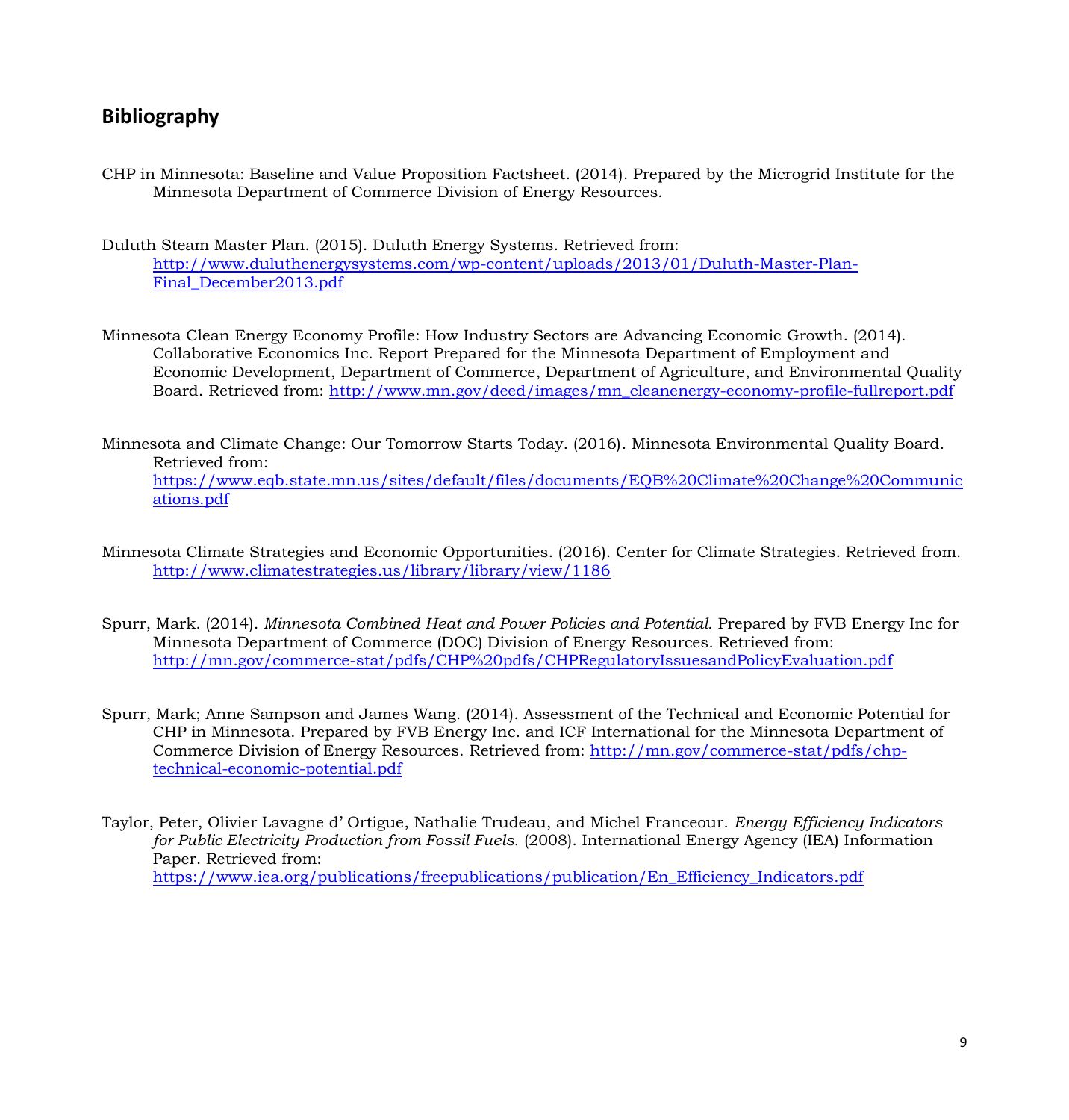## Bibliography

CHP in Minnesota: Baseline and Value Proposition Factsheet. (2014). Prepared by the Microgrid Institute for the Minnesota Department of Commerce Division of Energy Resources.

Duluth Steam Master Plan. (2015). Duluth Energy Systems. Retrieved from: http://www.duluthenergysystems.com/wp-content/uploads/2013/01/Duluth-Master-Plan-Final_December2013.pdf

Minnesota Clean Energy Economy Profile: How Industry Sectors are Advancing Economic Growth. (2014). Collaborative Economics Inc. Report Prepared for the Minnesota Department of Employment and Economic Development, Department of Commerce, Department of Agriculture, and Environmental Quality Board. Retrieved from: http://www.mn.gov/deed/images/mn_cleanenergy-economy-profile-fullreport.pdf

Minnesota and Climate Change: Our Tomorrow Starts Today. (2016). Minnesota Environmental Quality Board. Retrieved from: https://www.eqb.state.mn.us/sites/default/files/documents/EQB%20Climate%20Change%20Communications.pdf

Minnesota Climate Strategies and Economic Opportunities. (2016). Center for Climate Strategies. Retrieved from. http://www.climatestrategies.us/library/library/view/1186

Spurr, Mark. (2014). *Minnesota Combined Heat and Power Policies and Potential.* Prepared by FVB Energy Inc for Minnesota Department of Commerce (DOC) Division of Energy Resources. Retrieved from: http://mn.gov/commerce-stat/pdfs/CHP%20pdfs/CHPRegulatoryIssuesandPolicyEvaluation.pdf

Spurr, Mark; Anne Sampson and James Wang. (2014). Assessment of the Technical and Economic Potential for CHP in Minnesota. Prepared by FVB Energy Inc. and ICF International for the Minnesota Department of Commerce Division of Energy Resources. Retrieved from: http://mn.gov/commerce-stat/pdfs/chp-technical-economic-potential.pdf

Taylor, Peter, Olivier Lavagne d' Ortigue, Nathalie Trudeau, and Michel Franceour. *Energy Efficiency Indicators for Public Electricity Production from Fossil Fuels.* (2008). International Energy Agency (IEA) Information Paper. Retrieved from: https://www.iea.org/publications/freepublications/publication/En_Efficiency_Indicators.pdf